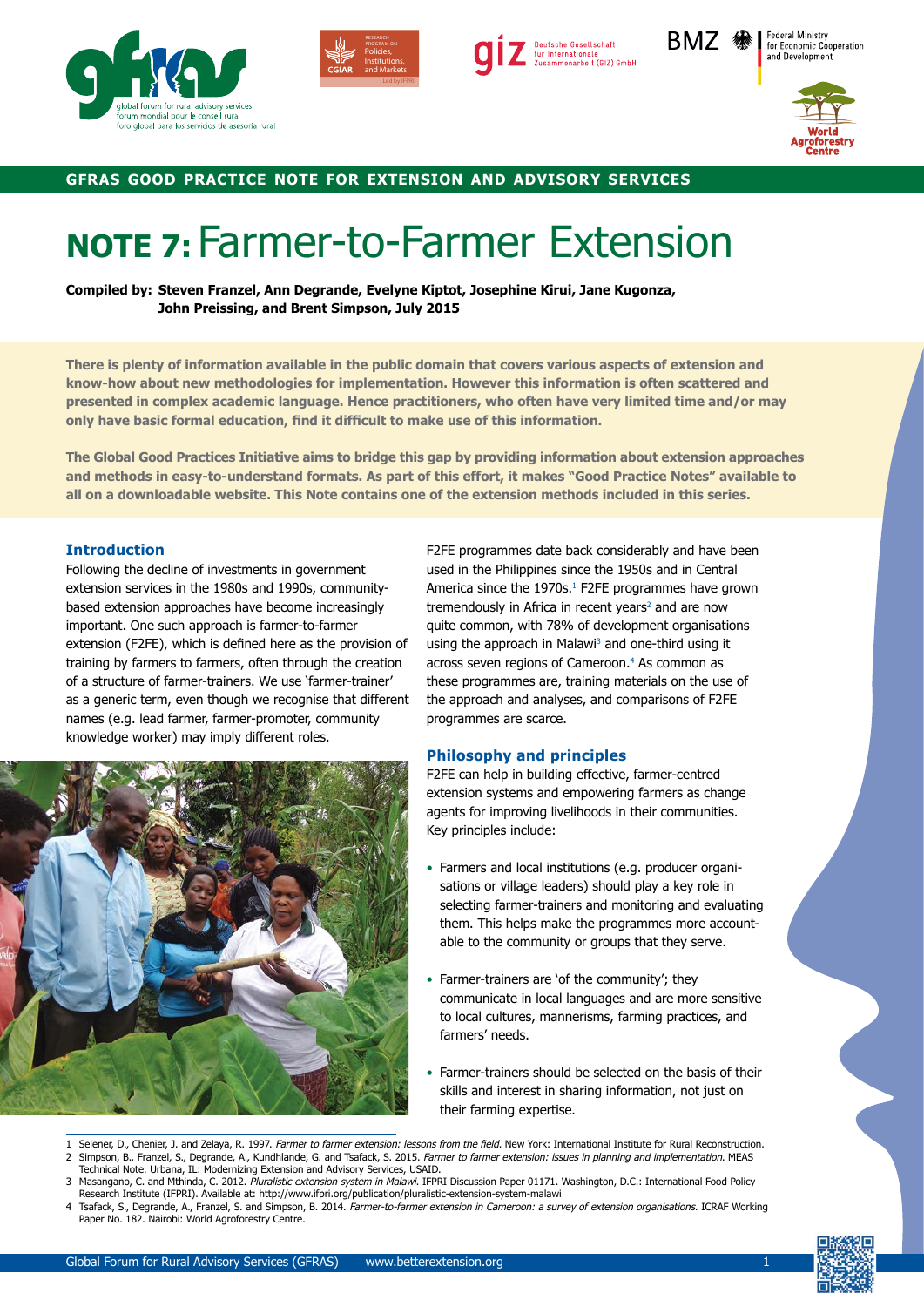GFRAS GOOD PRACTICE NOTE FOR EXTENSION AND ADVISORY SERVICES

# NOTE 7: Farmer-to-Farmer Extension

**Compiled by: Steven Franzel, Ann Degrande, Evelyne Kiptot, Josephine Kirui, Jane Kugonza, John Preissing, and Brent Simpson, July 2015**

**There is plenty of information available in the public domain that covers various aspects of extension and know-how about new methodologies for implementation. However this information is often scattered and presented in complex academic language. Hence practitioners, who often have very limited time and/or may only have basic formal education, find it difficult to make use of this information.**

**The Global Good Practices Initiative aims to bridge this gap by providing information about extension approaches and methods in easy-to-understand formats. As part of this effort, it makes "Good Practice Notes" available to all on a downloadable website. This Note contains one of the extension methods included in this series.**

## Introduction

Following the decline of investments in government extension services in the 1980s and 1990s, community-based extension approaches have become increasingly important. One such approach is farmer-to-farmer extension (F2FE), which is defined here as the provision of training by farmers to farmers, often through the creation of a structure of farmer-trainers. We use 'farmer-trainer' as a generic term, even though we recognise that different names (e.g. lead farmer, farmer-promoter, community knowledge worker) may imply different roles.

F2FE programmes date back considerably and have been used in the Philippines since the 1950s and in Central America since the 1970s.[1] F2FE programmes have grown tremendously in Africa in recent years[2] and are now quite common, with 78% of development organisations using the approach in Malawi[3] and one-third using it across seven regions of Cameroon.[4] As common as these programmes are, training materials on the use of the approach and analyses, and comparisons of F2FE programmes are scarce.

## Philosophy and principles

F2FE can help in building effective, farmer-centred extension systems and empowering farmers as change agents for improving livelihoods in their communities. Key principles include:

- Farmers and local institutions (e.g. producer organisations or village leaders) should play a key role in selecting farmer-trainers and monitoring and evaluating them. This helps make the programmes more accountable to the community or groups that they serve.
- Farmer-trainers are 'of the community'; they communicate in local languages and are more sensitive to local cultures, mannerisms, farming practices, and farmers' needs.
- Farmer-trainers should be selected on the basis of their skills and interest in sharing information, not just on their farming expertise.

1 Selener, D., Chenier, J. and Zelaya, R. 1997. *Farmer to farmer extension: lessons from the field.* New York: International Institute for Rural Reconstruction.
2 Simpson, B., Franzel, S., Degrande, A., Kundhlande, G. and Tsafack, S. 2015. *Farmer to farmer extension: issues in planning and implementation.* MEAS Technical Note. Urbana, IL: Modernizing Extension and Advisory Services, USAID.
3 Masangano, C. and Mthinda, C. 2012. *Pluralistic extension system in Malawi.* IFPRI Discussion Paper 01171. Washington, D.C.: International Food Policy Research Institute (IFPRI). Available at: http://www.ifpri.org/publication/pluralistic-extension-system-malawi
4 Tsafack, S., Degrande, A., Franzel, S. and Simpson, B. 2014. *Farmer-to-farmer extension in Cameroon: a survey of extension organisations.* ICRAF Working Paper No. 182. Nairobi: World Agroforestry Centre.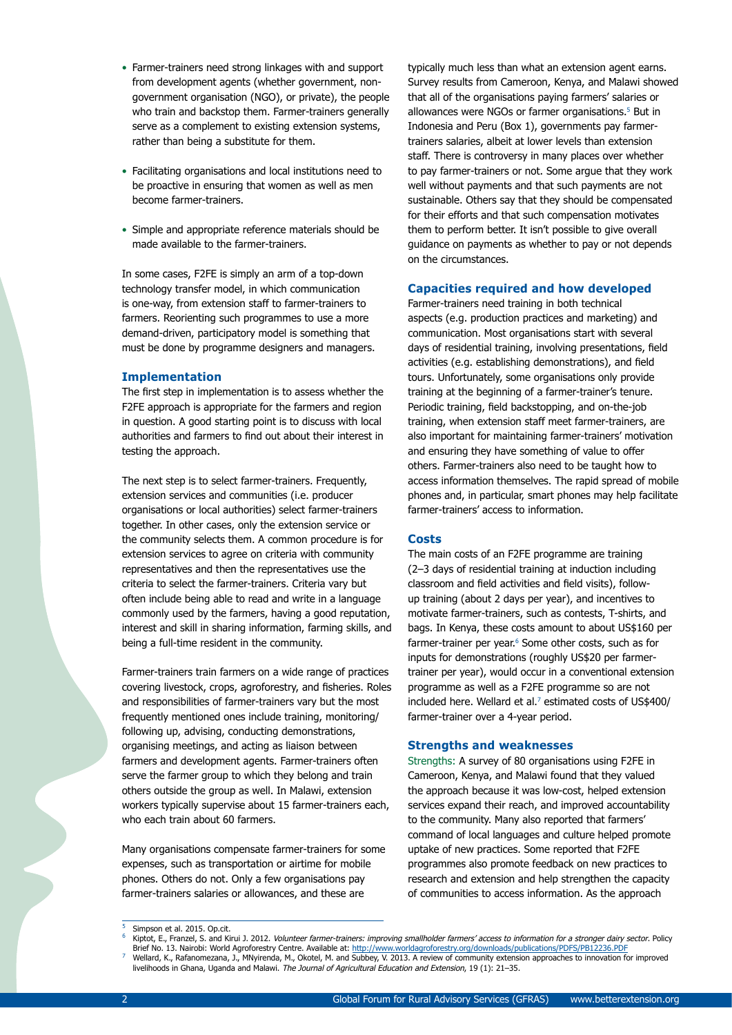- Farmer-trainers need strong linkages with and support from development agents (whether government, non-government organisation (NGO), or private), the people who train and backstop them. Farmer-trainers generally serve as a complement to existing extension systems, rather than being a substitute for them.
- Facilitating organisations and local institutions need to be proactive in ensuring that women as well as men become farmer-trainers.
- Simple and appropriate reference materials should be made available to the farmer-trainers.

In some cases, F2FE is simply an arm of a top-down technology transfer model, in which communication is one-way, from extension staff to farmer-trainers to farmers. Reorienting such programmes to use a more demand-driven, participatory model is something that must be done by programme designers and managers.

### Implementation

The first step in implementation is to assess whether the F2FE approach is appropriate for the farmers and region in question. A good starting point is to discuss with local authorities and farmers to find out about their interest in testing the approach.

The next step is to select farmer-trainers. Frequently, extension services and communities (i.e. producer organisations or local authorities) select farmer-trainers together. In other cases, only the extension service or the community selects them. A common procedure is for extension services to agree on criteria with community representatives and then the representatives use the criteria to select the farmer-trainers. Criteria vary but often include being able to read and write in a language commonly used by the farmers, having a good reputation, interest and skill in sharing information, farming skills, and being a full-time resident in the community.

Farmer-trainers train farmers on a wide range of practices covering livestock, crops, agroforestry, and fisheries. Roles and responsibilities of farmer-trainers vary but the most frequently mentioned ones include training, monitoring/following up, advising, conducting demonstrations, organising meetings, and acting as liaison between farmers and development agents. Farmer-trainers often serve the farmer group to which they belong and train others outside the group as well. In Malawi, extension workers typically supervise about 15 farmer-trainers each, who each train about 60 farmers.

Many organisations compensate farmer-trainers for some expenses, such as transportation or airtime for mobile phones. Others do not. Only a few organisations pay farmer-trainers salaries or allowances, and these are typically much less than what an extension agent earns. Survey results from Cameroon, Kenya, and Malawi showed that all of the organisations paying farmers' salaries or allowances were NGOs or farmer organisations.[5] But in Indonesia and Peru (Box 1), governments pay farmer-trainers salaries, albeit at lower levels than extension staff. There is controversy in many places over whether to pay farmer-trainers or not. Some argue that they work well without payments and that such payments are not sustainable. Others say that they should be compensated for their efforts and that such compensation motivates them to perform better. It isn't possible to give overall guidance on payments as whether to pay or not depends on the circumstances.

### Capacities required and how developed

Farmer-trainers need training in both technical aspects (e.g. production practices and marketing) and communication. Most organisations start with several days of residential training, involving presentations, field activities (e.g. establishing demonstrations), and field tours. Unfortunately, some organisations only provide training at the beginning of a farmer-trainer's tenure. Periodic training, field backstopping, and on-the-job training, when extension staff meet farmer-trainers, are also important for maintaining farmer-trainers' motivation and ensuring they have something of value to offer others. Farmer-trainers also need to be taught how to access information themselves. The rapid spread of mobile phones and, in particular, smart phones may help facilitate farmer-trainers' access to information.

### Costs

The main costs of an F2FE programme are training (2–3 days of residential training at induction including classroom and field activities and field visits), follow-up training (about 2 days per year), and incentives to motivate farmer-trainers, such as contests, T-shirts, and bags. In Kenya, these costs amount to about US$160 per farmer-trainer per year.[6] Some other costs, such as for inputs for demonstrations (roughly US$20 per farmer-trainer per year), would occur in a conventional extension programme as well as a F2FE programme so are not included here. Wellard et al.[7] estimated costs of US$400/farmer-trainer over a 4-year period.

### Strengths and weaknesses

Strengths: A survey of 80 organisations using F2FE in Cameroon, Kenya, and Malawi found that they valued the approach because it was low-cost, helped extension services expand their reach, and improved accountability to the community. Many also reported that farmers' command of local languages and culture helped promote uptake of new practices. Some reported that F2FE programmes also promote feedback on new practices to research and extension and help strengthen the capacity of communities to access information. As the approach

---

[5] Simpson et al. 2015. Op.cit.

[6] Kiptot, E., Franzel, S. and Kirui J. 2012. *Volunteer farmer-trainers: improving smallholder farmers' access to information for a stronger dairy sector.* Policy Brief No. 13. Nairobi: World Agroforestry Centre. Available at: http://www.worldagroforestry.org/downloads/publications/PDFS/PB12236.PDF

[7] Wellard, K., Rafanomezana, J., MNyirenda, M., Okotel, M. and Subbey, V. 2013. A review of community extension approaches to innovation for improved livelihoods in Ghana, Uganda and Malawi. *The Journal of Agricultural Education and Extension,* 19 (1): 21–35.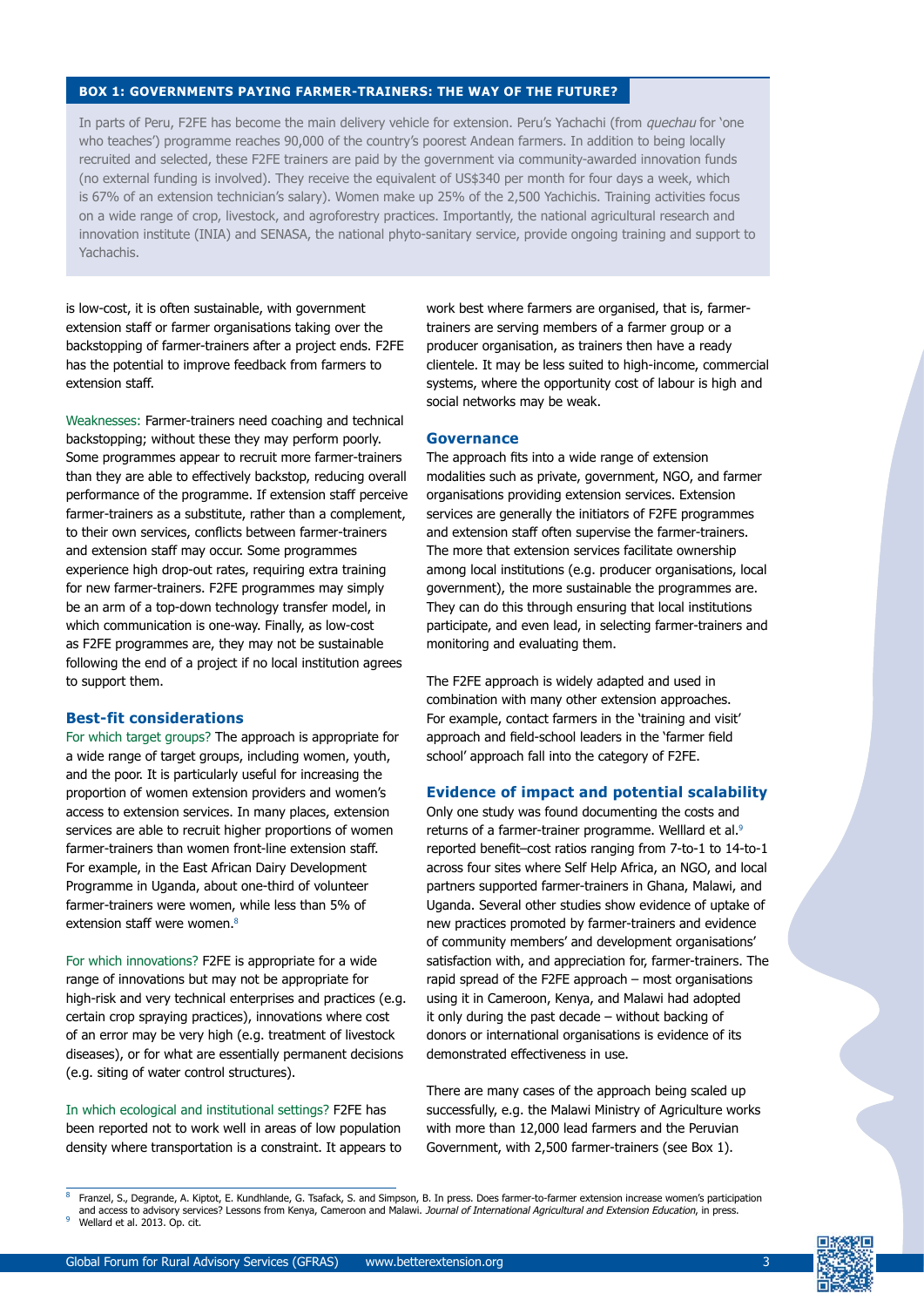**BOX 1: GOVERNMENTS PAYING FARMER-TRAINERS: THE WAY OF THE FUTURE?**

In parts of Peru, F2FE has become the main delivery vehicle for extension. Peru's Yachachi (from *quechau* for 'one who teaches') programme reaches 90,000 of the country's poorest Andean farmers. In addition to being locally recruited and selected, these F2FE trainers are paid by the government via community-awarded innovation funds (no external funding is involved). They receive the equivalent of US$340 per month for four days a week, which is 67% of an extension technician's salary). Women make up 25% of the 2,500 Yachichis. Training activities focus on a wide range of crop, livestock, and agroforestry practices. Importantly, the national agricultural research and innovation institute (INIA) and SENASA, the national phyto-sanitary service, provide ongoing training and support to Yachachis.

is low-cost, it is often sustainable, with government extension staff or farmer organisations taking over the backstopping of farmer-trainers after a project ends. F2FE has the potential to improve feedback from farmers to extension staff.

Weaknesses: Farmer-trainers need coaching and technical backstopping; without these they may perform poorly. Some programmes appear to recruit more farmer-trainers than they are able to effectively backstop, reducing overall performance of the programme. If extension staff perceive farmer-trainers as a substitute, rather than a complement, to their own services, conflicts between farmer-trainers and extension staff may occur. Some programmes experience high drop-out rates, requiring extra training for new farmer-trainers. F2FE programmes may simply be an arm of a top-down technology transfer model, in which communication is one-way. Finally, as low-cost as F2FE programmes are, they may not be sustainable following the end of a project if no local institution agrees to support them.

## Best-fit considerations

For which target groups? The approach is appropriate for a wide range of target groups, including women, youth, and the poor. It is particularly useful for increasing the proportion of women extension providers and women's access to extension services. In many places, extension services are able to recruit higher proportions of women farmer-trainers than women front-line extension staff. For example, in the East African Dairy Development Programme in Uganda, about one-third of volunteer farmer-trainers were women, while less than 5% of extension staff were women.[8]

For which innovations? F2FE is appropriate for a wide range of innovations but may not be appropriate for high-risk and very technical enterprises and practices (e.g. certain crop spraying practices), innovations where cost of an error may be very high (e.g. treatment of livestock diseases), or for what are essentially permanent decisions (e.g. siting of water control structures).

In which ecological and institutional settings? F2FE has been reported not to work well in areas of low population density where transportation is a constraint. It appears to work best where farmers are organised, that is, farmer-trainers are serving members of a farmer group or a producer organisation, as trainers then have a ready clientele. It may be less suited to high-income, commercial systems, where the opportunity cost of labour is high and social networks may be weak.

## Governance

The approach fits into a wide range of extension modalities such as private, government, NGO, and farmer organisations providing extension services. Extension services are generally the initiators of F2FE programmes and extension staff often supervise the farmer-trainers. The more that extension services facilitate ownership among local institutions (e.g. producer organisations, local government), the more sustainable the programmes are. They can do this through ensuring that local institutions participate, and even lead, in selecting farmer-trainers and monitoring and evaluating them.

The F2FE approach is widely adapted and used in combination with many other extension approaches. For example, contact farmers in the 'training and visit' approach and field-school leaders in the 'farmer field school' approach fall into the category of F2FE.

## Evidence of impact and potential scalability

Only one study was found documenting the costs and returns of a farmer-trainer programme. Welllard et al.[9] reported benefit–cost ratios ranging from 7-to-1 to 14-to-1 across four sites where Self Help Africa, an NGO, and local partners supported farmer-trainers in Ghana, Malawi, and Uganda. Several other studies show evidence of uptake of new practices promoted by farmer-trainers and evidence of community members' and development organisations' satisfaction with, and appreciation for, farmer-trainers. The rapid spread of the F2FE approach – most organisations using it in Cameroon, Kenya, and Malawi had adopted it only during the past decade – without backing of donors or international organisations is evidence of its demonstrated effectiveness in use.

There are many cases of the approach being scaled up successfully, e.g. the Malawi Ministry of Agriculture works with more than 12,000 lead farmers and the Peruvian Government, with 2,500 farmer-trainers (see Box 1).

---

[8] Franzel, S., Degrande, A. Kiptot, E. Kundhlande, G. Tsafack, S. and Simpson, B. In press. Does farmer-to-farmer extension increase women's participation and access to advisory services? Lessons from Kenya, Cameroon and Malawi. *Journal of International Agricultural and Extension Education*, in press.

[9] Wellard et al. 2013. Op. cit.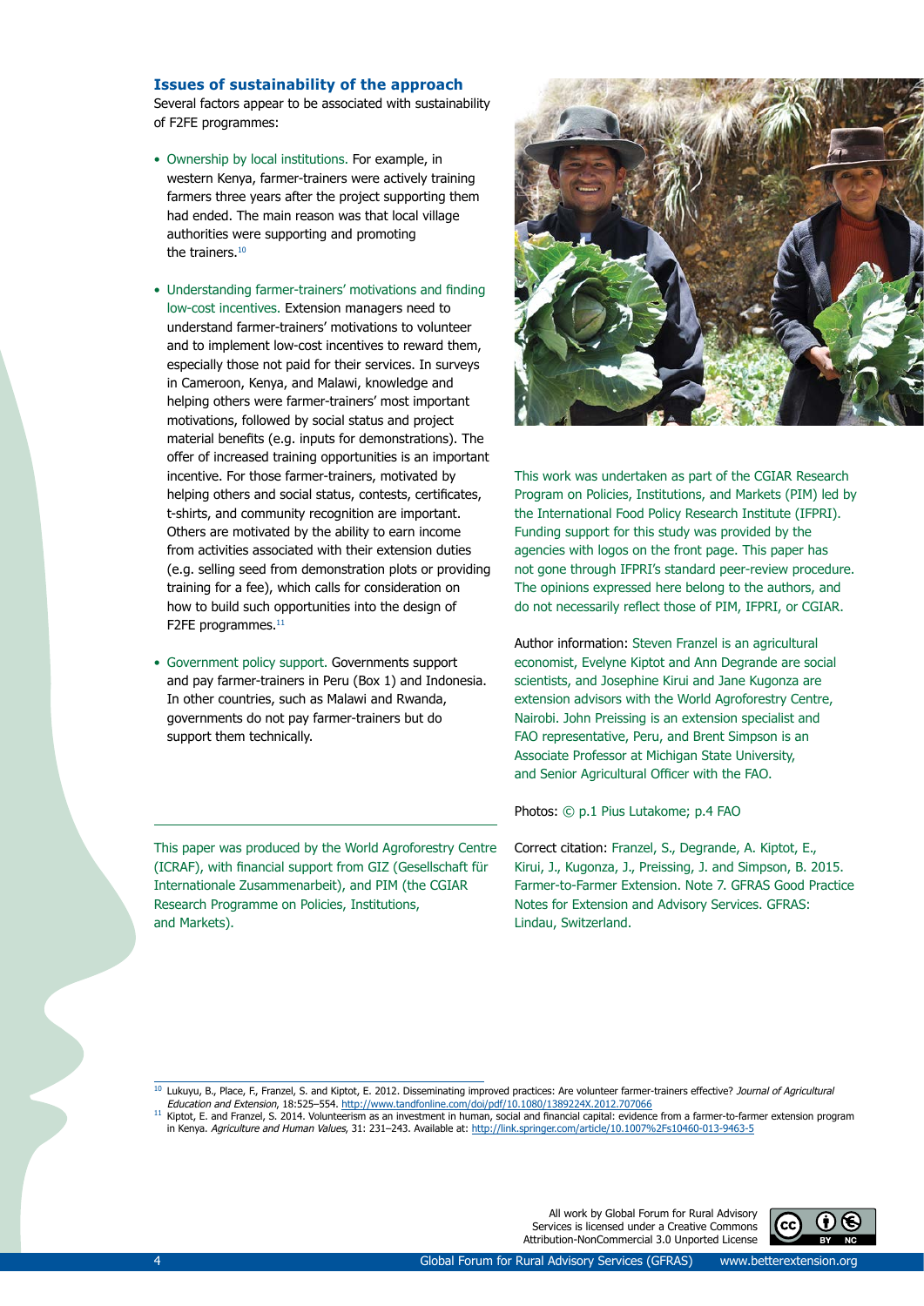### Issues of sustainability of the approach

Several factors appear to be associated with sustainability of F2FE programmes:

- Ownership by local institutions. For example, in western Kenya, farmer-trainers were actively training farmers three years after the project supporting them had ended. The main reason was that local village authorities were supporting and promoting the trainers.[10]

- Understanding farmer-trainers' motivations and finding low-cost incentives. Extension managers need to understand farmer-trainers' motivations to volunteer and to implement low-cost incentives to reward them, especially those not paid for their services. In surveys in Cameroon, Kenya, and Malawi, knowledge and helping others were farmer-trainers' most important motivations, followed by social status and project material benefits (e.g. inputs for demonstrations). The offer of increased training opportunities is an important incentive. For those farmer-trainers, motivated by helping others and social status, contests, certificates, t-shirts, and community recognition are important. Others are motivated by the ability to earn income from activities associated with their extension duties (e.g. selling seed from demonstration plots or providing training for a fee), which calls for consideration on how to build such opportunities into the design of F2FE programmes.[11]

- Government policy support. Governments support and pay farmer-trainers in Peru (Box 1) and Indonesia. In other countries, such as Malawi and Rwanda, governments do not pay farmer-trainers but do support them technically.

This paper was produced by the World Agroforestry Centre (ICRAF), with financial support from GIZ (Gesellschaft für Internationale Zusammenarbeit), and PIM (the CGIAR Research Programme on Policies, Institutions, and Markets).

This work was undertaken as part of the CGIAR Research Program on Policies, Institutions, and Markets (PIM) led by the International Food Policy Research Institute (IFPRI). Funding support for this study was provided by the agencies with logos on the front page. This paper has not gone through IFPRI's standard peer-review procedure. The opinions expressed here belong to the authors, and do not necessarily reflect those of PIM, IFPRI, or CGIAR.

Author information: Steven Franzel is an agricultural economist, Evelyne Kiptot and Ann Degrande are social scientists, and Josephine Kirui and Jane Kugonza are extension advisors with the World Agroforestry Centre, Nairobi. John Preissing is an extension specialist and FAO representative, Peru, and Brent Simpson is an Associate Professor at Michigan State University, and Senior Agricultural Officer with the FAO.

Photos: © p.1 Pius Lutakome; p.4 FAO

Correct citation: Franzel, S., Degrande, A. Kiptot, E., Kirui, J., Kugonza, J., Preissing, J. and Simpson, B. 2015. Farmer-to-Farmer Extension. Note 7. GFRAS Good Practice Notes for Extension and Advisory Services. GFRAS: Lindau, Switzerland.

[10] Lukuyu, B., Place, F., Franzel, S. and Kiptot, E. 2012. Disseminating improved practices: Are volunteer farmer-trainers effective? *Journal of Agricultural Education and Extension*, 18:525–554. http://www.tandfonline.com/doi/pdf/10.1080/1389224X.2012.707066

[11] Kiptot, E. and Franzel, S. 2014. Volunteerism as an investment in human, social and financial capital: evidence from a farmer-to-farmer extension program in Kenya. *Agriculture and Human Values*, 31: 231–243. Available at: http://link.springer.com/article/10.1007%2Fs10460-013-9463-5

All work by Global Forum for Rural Advisory Services is licensed under a Creative Commons Attribution-NonCommercial 3.0 Unported License